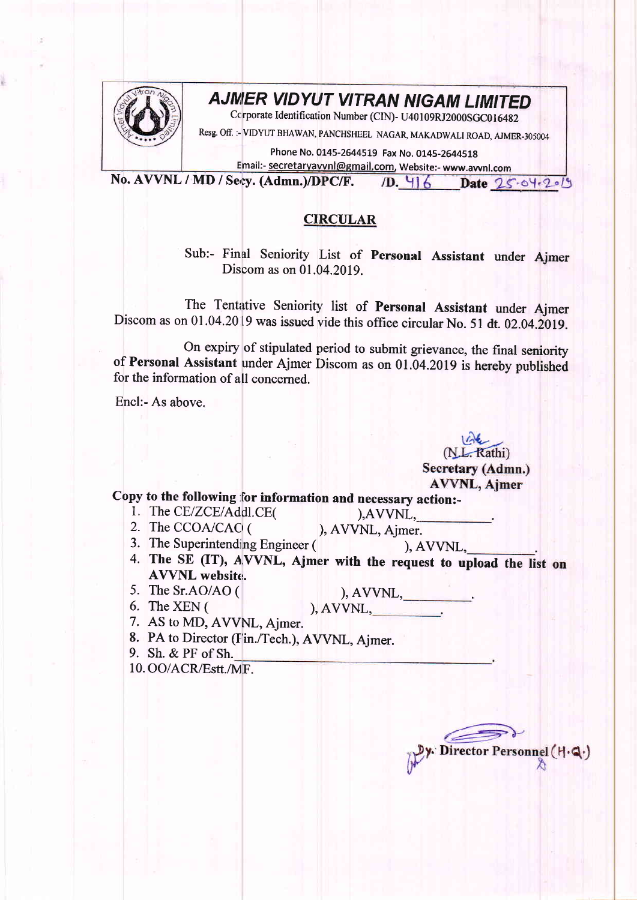# AJMER VIDYUT VITRAN NIGAM LIMITED

Corporate Identification Number (CIN)- U40109RJ2000SGC016482

Resg. Off. :- VIDYUT BHAWAN, PANCHSHEEL NAGAR, MAKADWALI ROAD, AJMER-305004

Phone No. 0145-2644519 Fax No. 0145-2644518

Email:- secretaryavvnl@gmail.com, Website:- www.avvnl.com

**No. AVVNL / MD / Secy. (Admn.)/DPC/F. /D. 416 Date 25-04-2019**

## CIRCULAR

Sub:- Final Seniority List of **Personal Assistant** under Ajmer Discom as on 01.04.2019.

The Tentative Seniority list of **Personal Assistant** under Ajmer Discom as on 01.04.2019 was issued vide this office circular No. 51 dt. 02.04.2019.

On expiry of stipulated period to submit grievance, the final seniority of **Personal Assistant** under Ajmer Discom as on 01.04.2019 is hereby published for the information of all concerned.

Encl:- As above.

(N.L. Rathi)
**Secretary (Admn.)**
**AVVNL, Ajmer**

**Copy to the following for information and necessary action:-**

1. The CE/ZCE/Addl.CE( ),AVVNL,\_\_\_\_\_\_\_\_\_\_.
2. The CCOA/CAO ( ), AVVNL, Ajmer.
3. The Superintending Engineer ( ), AVVNL,\_\_\_\_\_\_\_\_\_.
4. **The SE (IT), AVVNL, Ajmer with the request to upload the list on AVVNL website.**
5. The Sr.AO/AO ( ), AVVNL,\_\_\_\_\_\_\_\_\_.
6. The XEN ( ), AVVNL,\_\_\_\_\_\_\_\_\_.
7. AS to MD, AVVNL, Ajmer.
8. PA to Director (Fin./Tech.), AVVNL, Ajmer.
9. Sh. & PF of Sh.\_\_\_\_\_\_\_\_\_\_\_\_\_\_\_\_\_\_\_\_\_\_\_\_\_\_\_\_\_\_.
10. OO/ACR/Estt./MF.

**Dy. Director Personnel** (H.Q.)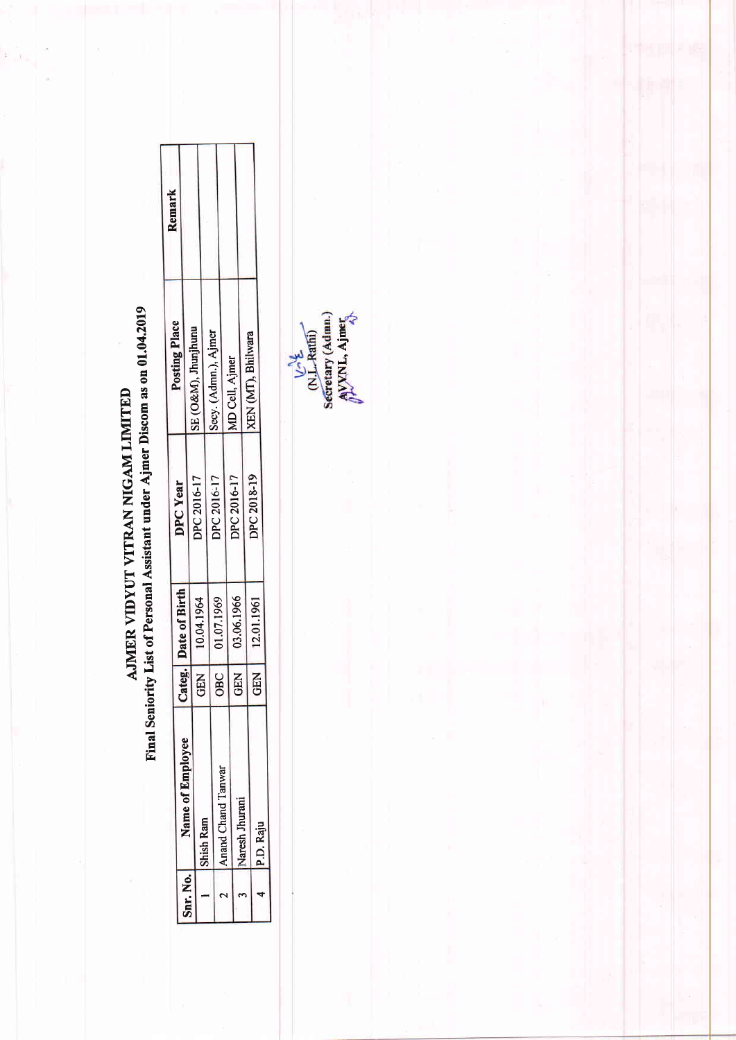# AJMER VIDYUT VITRAN NIGAM LIMITED

## Final Seniority List of Personal Assistant under Ajmer Discom as on 01.04.2019

| Snr. No. | Name of Employee | Categ. | Date of Birth | DPC Year | Posting Place | Remark |
|---|---|---|---|---|---|---|
| 1 | Shish Ram | GEN | 10.04.1964 | DPC 2016-17 | SE (O&M), Jhunjhunu | |
| 2 | Anand Chand Tanwar | OBC | 01.07.1969 | DPC 2016-17 | Secy. (Admn.), Ajmer | |
| 3 | Naresh Jhurani | GEN | 03.06.1966 | DPC 2016-17 | MD Cell, Ajmer | |
| 4 | P.D. Raju | GEN | 12.01.1961 | DPC 2018-19 | XEN (MT), Bhilwara | |

(N.L. Rathi)
Secretary (Admn.)
AVVNL, Ajmer